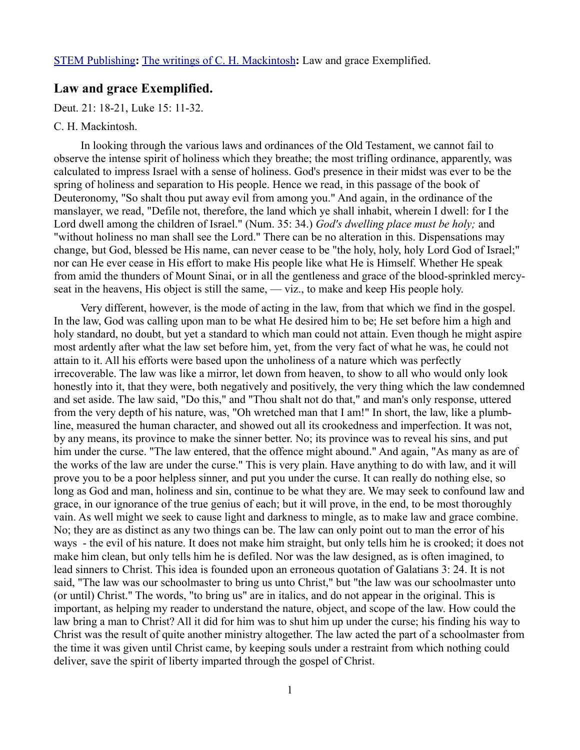STEM Publishing**:** The writings of C. H. Mackintosh**:** Law and grace Exemplified.

## Law and grace Exemplified.

Deut. 21: 18-21, Luke 15: 11-32.

C. H. Mackintosh.

In looking through the various laws and ordinances of the Old Testament, we cannot fail to observe the intense spirit of holiness which they breathe; the most trifling ordinance, apparently, was calculated to impress Israel with a sense of holiness. God's presence in their midst was ever to be the spring of holiness and separation to His people. Hence we read, in this passage of the book of Deuteronomy, "So shalt thou put away evil from among you." And again, in the ordinance of the manslayer, we read, "Defile not, therefore, the land which ye shall inhabit, wherein I dwell: for I the Lord dwell among the children of Israel." (Num. 35: 34.) *God's dwelling place must be holy;* and "without holiness no man shall see the Lord." There can be no alteration in this. Dispensations may change, but God, blessed be His name, can never cease to be "the holy, holy, holy Lord God of Israel;" nor can He ever cease in His effort to make His people like what He is Himself. Whether He speak from amid the thunders of Mount Sinai, or in all the gentleness and grace of the blood-sprinkled mercy-seat in the heavens, His object is still the same, — viz., to make and keep His people holy.

Very different, however, is the mode of acting in the law, from that which we find in the gospel. In the law, God was calling upon man to be what He desired him to be; He set before him a high and holy standard, no doubt, but yet a standard to which man could not attain. Even though he might aspire most ardently after what the law set before him, yet, from the very fact of what he was, he could not attain to it. All his efforts were based upon the unholiness of a nature which was perfectly irrecoverable. The law was like a mirror, let down from heaven, to show to all who would only look honestly into it, that they were, both negatively and positively, the very thing which the law condemned and set aside. The law said, "Do this," and "Thou shalt not do that," and man's only response, uttered from the very depth of his nature, was, "Oh wretched man that I am!" In short, the law, like a plumb-line, measured the human character, and showed out all its crookedness and imperfection. It was not, by any means, its province to make the sinner better. No; its province was to reveal his sins, and put him under the curse. "The law entered, that the offence might abound." And again, "As many as are of the works of the law are under the curse." This is very plain. Have anything to do with law, and it will prove you to be a poor helpless sinner, and put you under the curse. It can really do nothing else, so long as God and man, holiness and sin, continue to be what they are. We may seek to confound law and grace, in our ignorance of the true genius of each; but it will prove, in the end, to be most thoroughly vain. As well might we seek to cause light and darkness to mingle, as to make law and grace combine. No; they are as distinct as any two things can be. The law can only point out to man the error of his ways - the evil of his nature. It does not make him straight, but only tells him he is crooked; it does not make him clean, but only tells him he is defiled. Nor was the law designed, as is often imagined, to lead sinners to Christ. This idea is founded upon an erroneous quotation of Galatians 3: 24. It is not said, "The law was our schoolmaster to bring us unto Christ," but "the law was our schoolmaster unto (or until) Christ." The words, "to bring us" are in italics, and do not appear in the original. This is important, as helping my reader to understand the nature, object, and scope of the law. How could the law bring a man to Christ? All it did for him was to shut him up under the curse; his finding his way to Christ was the result of quite another ministry altogether. The law acted the part of a schoolmaster from the time it was given until Christ came, by keeping souls under a restraint from which nothing could deliver, save the spirit of liberty imparted through the gospel of Christ.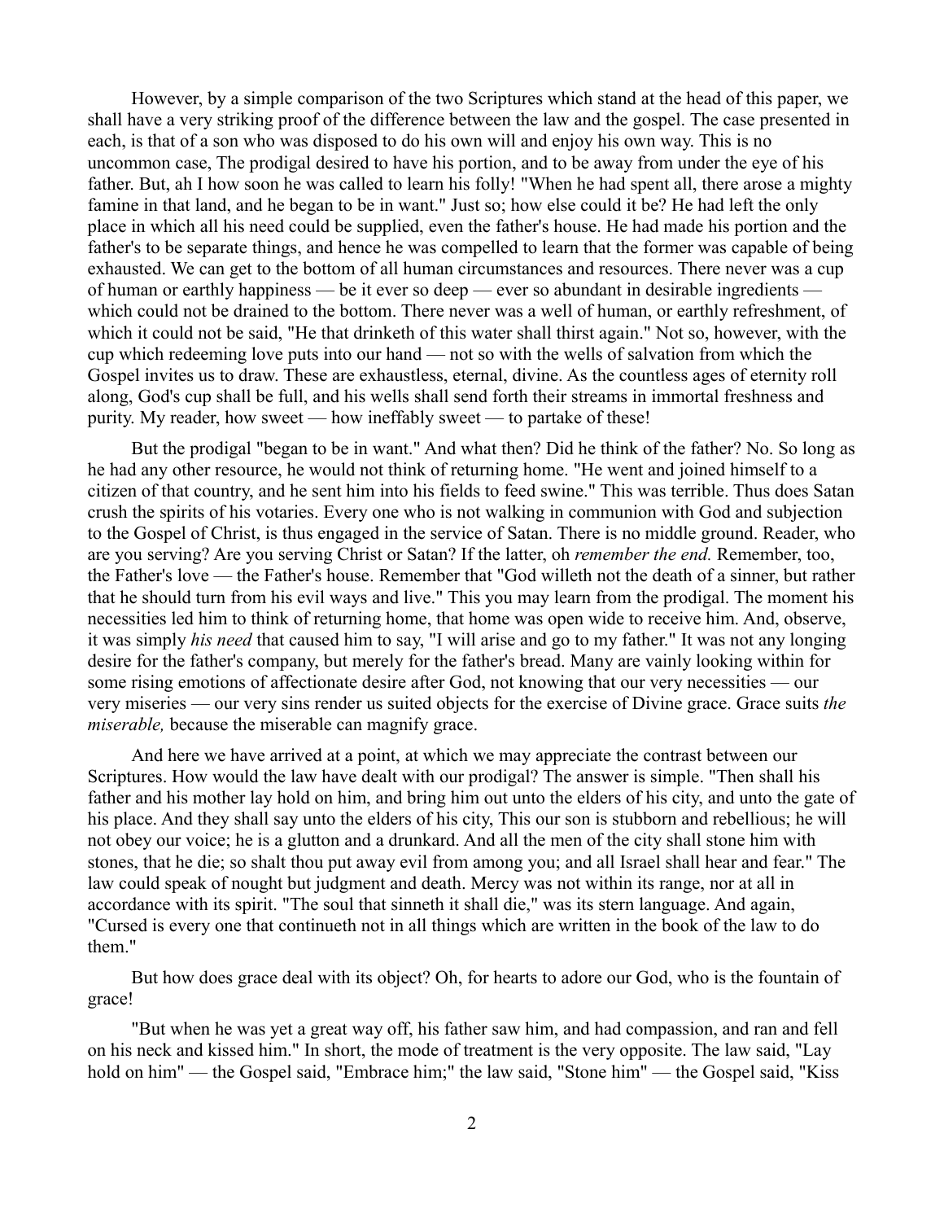However, by a simple comparison of the two Scriptures which stand at the head of this paper, we shall have a very striking proof of the difference between the law and the gospel. The case presented in each, is that of a son who was disposed to do his own will and enjoy his own way. This is no uncommon case, The prodigal desired to have his portion, and to be away from under the eye of his father. But, ah I how soon he was called to learn his folly! "When he had spent all, there arose a mighty famine in that land, and he began to be in want." Just so; how else could it be? He had left the only place in which all his need could be supplied, even the father's house. He had made his portion and the father's to be separate things, and hence he was compelled to learn that the former was capable of being exhausted. We can get to the bottom of all human circumstances and resources. There never was a cup of human or earthly happiness — be it ever so deep — ever so abundant in desirable ingredients — which could not be drained to the bottom. There never was a well of human, or earthly refreshment, of which it could not be said, "He that drinketh of this water shall thirst again." Not so, however, with the cup which redeeming love puts into our hand — not so with the wells of salvation from which the Gospel invites us to draw. These are exhaustless, eternal, divine. As the countless ages of eternity roll along, God's cup shall be full, and his wells shall send forth their streams in immortal freshness and purity. My reader, how sweet — how ineffably sweet — to partake of these!

But the prodigal "began to be in want." And what then? Did he think of the father? No. So long as he had any other resource, he would not think of returning home. "He went and joined himself to a citizen of that country, and he sent him into his fields to feed swine." This was terrible. Thus does Satan crush the spirits of his votaries. Every one who is not walking in communion with God and subjection to the Gospel of Christ, is thus engaged in the service of Satan. There is no middle ground. Reader, who are you serving? Are you serving Christ or Satan? If the latter, oh *remember the end.* Remember, too, the Father's love — the Father's house. Remember that "God willeth not the death of a sinner, but rather that he should turn from his evil ways and live." This you may learn from the prodigal. The moment his necessities led him to think of returning home, that home was open wide to receive him. And, observe, it was simply *his need* that caused him to say, "I will arise and go to my father." It was not any longing desire for the father's company, but merely for the father's bread. Many are vainly looking within for some rising emotions of affectionate desire after God, not knowing that our very necessities — our very miseries — our very sins render us suited objects for the exercise of Divine grace. Grace suits *the miserable,* because the miserable can magnify grace.

And here we have arrived at a point, at which we may appreciate the contrast between our Scriptures. How would the law have dealt with our prodigal? The answer is simple. "Then shall his father and his mother lay hold on him, and bring him out unto the elders of his city, and unto the gate of his place. And they shall say unto the elders of his city, This our son is stubborn and rebellious; he will not obey our voice; he is a glutton and a drunkard. And all the men of the city shall stone him with stones, that he die; so shalt thou put away evil from among you; and all Israel shall hear and fear." The law could speak of nought but judgment and death. Mercy was not within its range, nor at all in accordance with its spirit. "The soul that sinneth it shall die," was its stern language. And again, "Cursed is every one that continueth not in all things which are written in the book of the law to do them."

But how does grace deal with its object? Oh, for hearts to adore our God, who is the fountain of grace!

"But when he was yet a great way off, his father saw him, and had compassion, and ran and fell on his neck and kissed him." In short, the mode of treatment is the very opposite. The law said, "Lay hold on him" — the Gospel said, "Embrace him;" the law said, "Stone him" — the Gospel said, "Kiss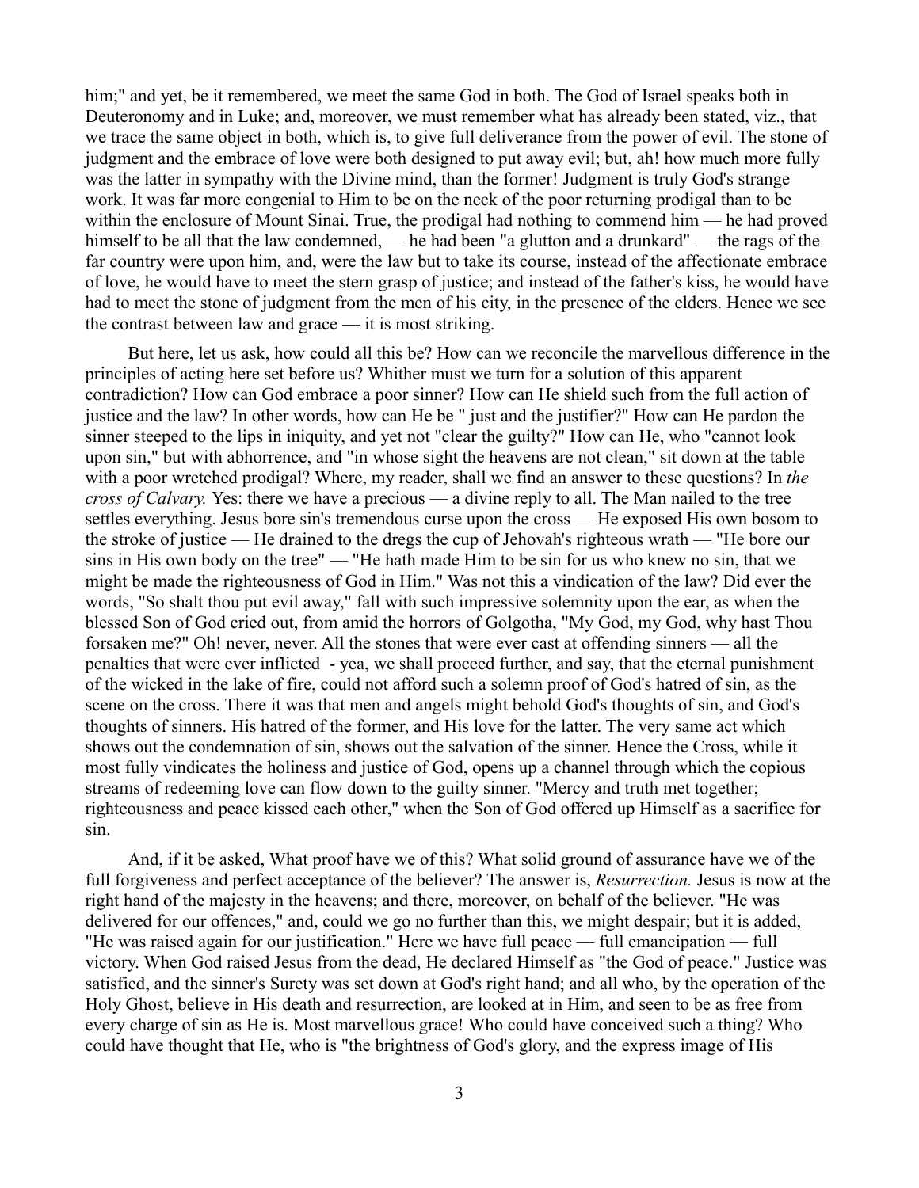him;" and yet, be it remembered, we meet the same God in both. The God of Israel speaks both in Deuteronomy and in Luke; and, moreover, we must remember what has already been stated, viz., that we trace the same object in both, which is, to give full deliverance from the power of evil. The stone of judgment and the embrace of love were both designed to put away evil; but, ah! how much more fully was the latter in sympathy with the Divine mind, than the former! Judgment is truly God's strange work. It was far more congenial to Him to be on the neck of the poor returning prodigal than to be within the enclosure of Mount Sinai. True, the prodigal had nothing to commend him — he had proved himself to be all that the law condemned, — he had been "a glutton and a drunkard" — the rags of the far country were upon him, and, were the law but to take its course, instead of the affectionate embrace of love, he would have to meet the stern grasp of justice; and instead of the father's kiss, he would have had to meet the stone of judgment from the men of his city, in the presence of the elders. Hence we see the contrast between law and grace — it is most striking.

But here, let us ask, how could all this be? How can we reconcile the marvellous difference in the principles of acting here set before us? Whither must we turn for a solution of this apparent contradiction? How can God embrace a poor sinner? How can He shield such from the full action of justice and the law? In other words, how can He be " just and the justifier?" How can He pardon the sinner steeped to the lips in iniquity, and yet not "clear the guilty?" How can He, who "cannot look upon sin," but with abhorrence, and "in whose sight the heavens are not clean," sit down at the table with a poor wretched prodigal? Where, my reader, shall we find an answer to these questions? In *the cross of Calvary.* Yes: there we have a precious — a divine reply to all. The Man nailed to the tree settles everything. Jesus bore sin's tremendous curse upon the cross — He exposed His own bosom to the stroke of justice — He drained to the dregs the cup of Jehovah's righteous wrath — "He bore our sins in His own body on the tree" — "He hath made Him to be sin for us who knew no sin, that we might be made the righteousness of God in Him." Was not this a vindication of the law? Did ever the words, "So shalt thou put evil away," fall with such impressive solemnity upon the ear, as when the blessed Son of God cried out, from amid the horrors of Golgotha, "My God, my God, why hast Thou forsaken me?" Oh! never, never. All the stones that were ever cast at offending sinners — all the penalties that were ever inflicted - yea, we shall proceed further, and say, that the eternal punishment of the wicked in the lake of fire, could not afford such a solemn proof of God's hatred of sin, as the scene on the cross. There it was that men and angels might behold God's thoughts of sin, and God's thoughts of sinners. His hatred of the former, and His love for the latter. The very same act which shows out the condemnation of sin, shows out the salvation of the sinner. Hence the Cross, while it most fully vindicates the holiness and justice of God, opens up a channel through which the copious streams of redeeming love can flow down to the guilty sinner. "Mercy and truth met together; righteousness and peace kissed each other," when the Son of God offered up Himself as a sacrifice for sin.

And, if it be asked, What proof have we of this? What solid ground of assurance have we of the full forgiveness and perfect acceptance of the believer? The answer is, *Resurrection.* Jesus is now at the right hand of the majesty in the heavens; and there, moreover, on behalf of the believer. "He was delivered for our offences," and, could we go no further than this, we might despair; but it is added, "He was raised again for our justification." Here we have full peace — full emancipation — full victory. When God raised Jesus from the dead, He declared Himself as "the God of peace." Justice was satisfied, and the sinner's Surety was set down at God's right hand; and all who, by the operation of the Holy Ghost, believe in His death and resurrection, are looked at in Him, and seen to be as free from every charge of sin as He is. Most marvellous grace! Who could have conceived such a thing? Who could have thought that He, who is "the brightness of God's glory, and the express image of His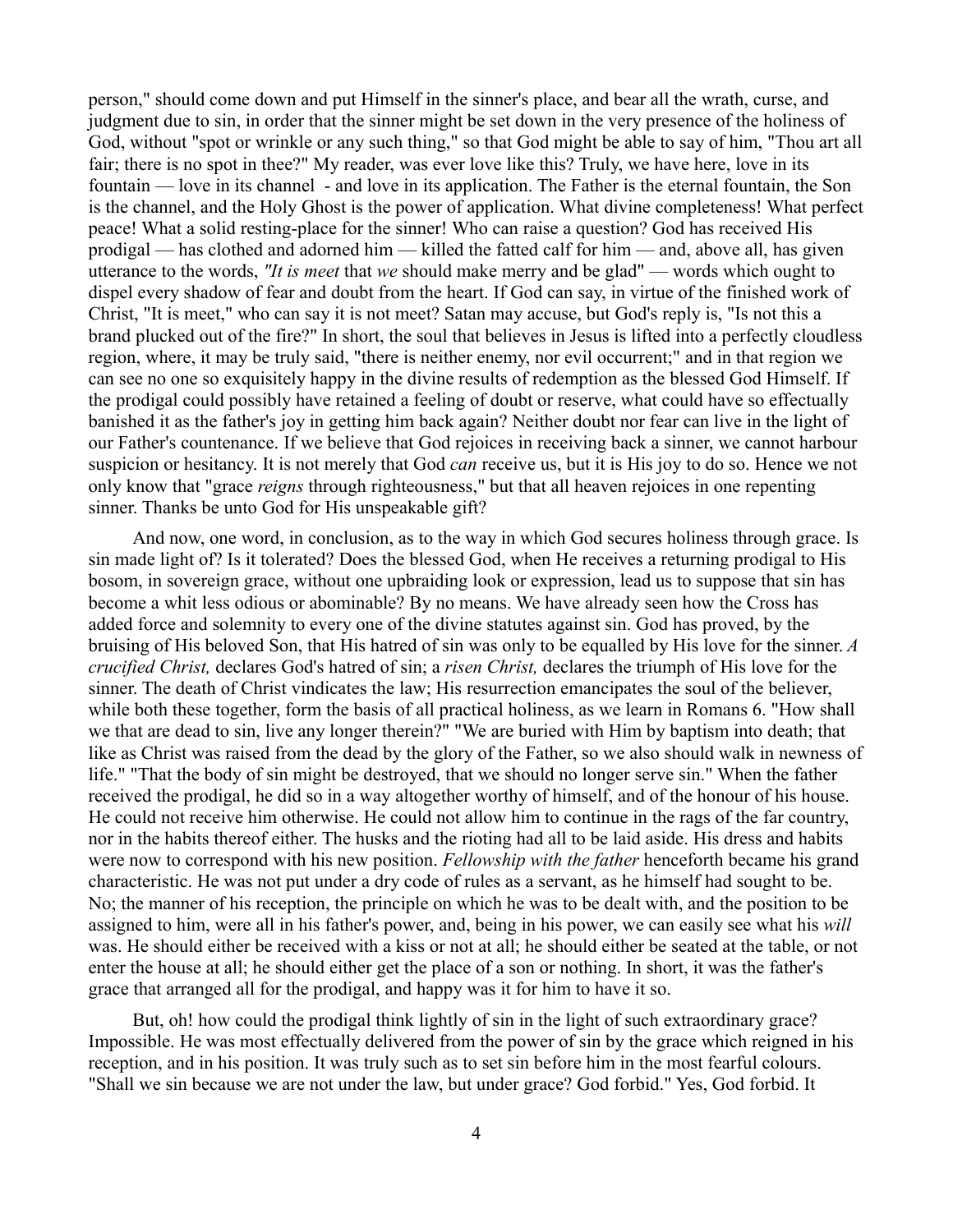person," should come down and put Himself in the sinner's place, and bear all the wrath, curse, and judgment due to sin, in order that the sinner might be set down in the very presence of the holiness of God, without "spot or wrinkle or any such thing," so that God might be able to say of him, "Thou art all fair; there is no spot in thee?" My reader, was ever love like this? Truly, we have here, love in its fountain — love in its channel - and love in its application. The Father is the eternal fountain, the Son is the channel, and the Holy Ghost is the power of application. What divine completeness! What perfect peace! What a solid resting-place for the sinner! Who can raise a question? God has received His prodigal — has clothed and adorned him — killed the fatted calf for him — and, above all, has given utterance to the words, *"It is meet* that *we* should make merry and be glad" — words which ought to dispel every shadow of fear and doubt from the heart. If God can say, in virtue of the finished work of Christ, "It is meet," who can say it is not meet? Satan may accuse, but God's reply is, "Is not this a brand plucked out of the fire?" In short, the soul that believes in Jesus is lifted into a perfectly cloudless region, where, it may be truly said, "there is neither enemy, nor evil occurrent;" and in that region we can see no one so exquisitely happy in the divine results of redemption as the blessed God Himself. If the prodigal could possibly have retained a feeling of doubt or reserve, what could have so effectually banished it as the father's joy in getting him back again? Neither doubt nor fear can live in the light of our Father's countenance. If we believe that God rejoices in receiving back a sinner, we cannot harbour suspicion or hesitancy. It is not merely that God *can* receive us, but it is His joy to do so. Hence we not only know that "grace *reigns* through righteousness," but that all heaven rejoices in one repenting sinner. Thanks be unto God for His unspeakable gift?

And now, one word, in conclusion, as to the way in which God secures holiness through grace. Is sin made light of? Is it tolerated? Does the blessed God, when He receives a returning prodigal to His bosom, in sovereign grace, without one upbraiding look or expression, lead us to suppose that sin has become a whit less odious or abominable? By no means. We have already seen how the Cross has added force and solemnity to every one of the divine statutes against sin. God has proved, by the bruising of His beloved Son, that His hatred of sin was only to be equalled by His love for the sinner. *A crucified Christ,* declares God's hatred of sin; a *risen Christ,* declares the triumph of His love for the sinner. The death of Christ vindicates the law; His resurrection emancipates the soul of the believer, while both these together, form the basis of all practical holiness, as we learn in Romans 6. "How shall we that are dead to sin, live any longer therein?" "We are buried with Him by baptism into death; that like as Christ was raised from the dead by the glory of the Father, so we also should walk in newness of life." "That the body of sin might be destroyed, that we should no longer serve sin." When the father received the prodigal, he did so in a way altogether worthy of himself, and of the honour of his house. He could not receive him otherwise. He could not allow him to continue in the rags of the far country, nor in the habits thereof either. The husks and the rioting had all to be laid aside. His dress and habits were now to correspond with his new position. *Fellowship with the father* henceforth became his grand characteristic. He was not put under a dry code of rules as a servant, as he himself had sought to be. No; the manner of his reception, the principle on which he was to be dealt with, and the position to be assigned to him, were all in his father's power, and, being in his power, we can easily see what his *will* was. He should either be received with a kiss or not at all; he should either be seated at the table, or not enter the house at all; he should either get the place of a son or nothing. In short, it was the father's grace that arranged all for the prodigal, and happy was it for him to have it so.

But, oh! how could the prodigal think lightly of sin in the light of such extraordinary grace? Impossible. He was most effectually delivered from the power of sin by the grace which reigned in his reception, and in his position. It was truly such as to set sin before him in the most fearful colours. "Shall we sin because we are not under the law, but under grace? God forbid." Yes, God forbid. It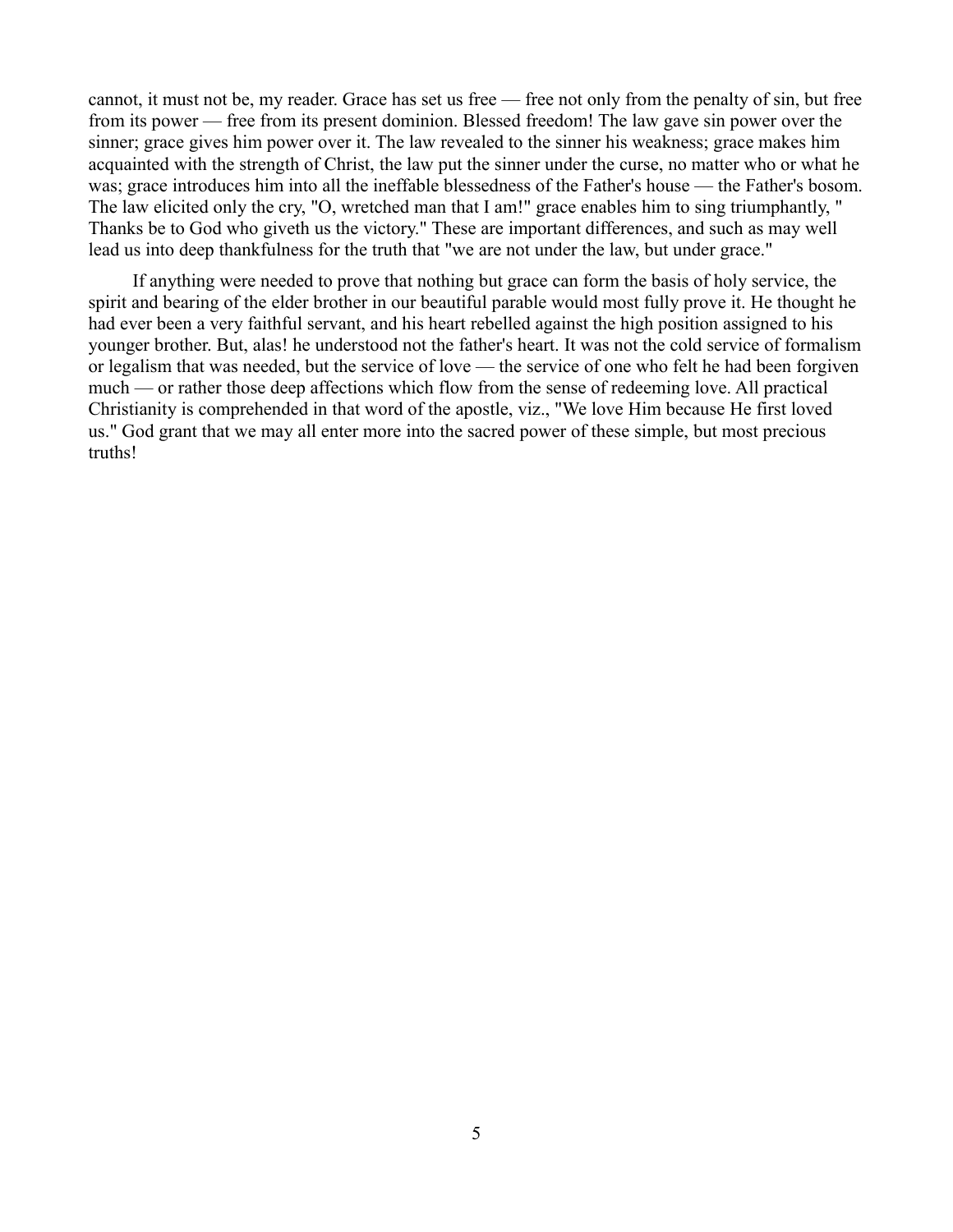cannot, it must not be, my reader. Grace has set us free — free not only from the penalty of sin, but free from its power — free from its present dominion. Blessed freedom! The law gave sin power over the sinner; grace gives him power over it. The law revealed to the sinner his weakness; grace makes him acquainted with the strength of Christ, the law put the sinner under the curse, no matter who or what he was; grace introduces him into all the ineffable blessedness of the Father's house — the Father's bosom. The law elicited only the cry, "O, wretched man that I am!" grace enables him to sing triumphantly, " Thanks be to God who giveth us the victory." These are important differences, and such as may well lead us into deep thankfulness for the truth that "we are not under the law, but under grace."

If anything were needed to prove that nothing but grace can form the basis of holy service, the spirit and bearing of the elder brother in our beautiful parable would most fully prove it. He thought he had ever been a very faithful servant, and his heart rebelled against the high position assigned to his younger brother. But, alas! he understood not the father's heart. It was not the cold service of formalism or legalism that was needed, but the service of love — the service of one who felt he had been forgiven much — or rather those deep affections which flow from the sense of redeeming love. All practical Christianity is comprehended in that word of the apostle, viz., "We love Him because He first loved us." God grant that we may all enter more into the sacred power of these simple, but most precious truths!